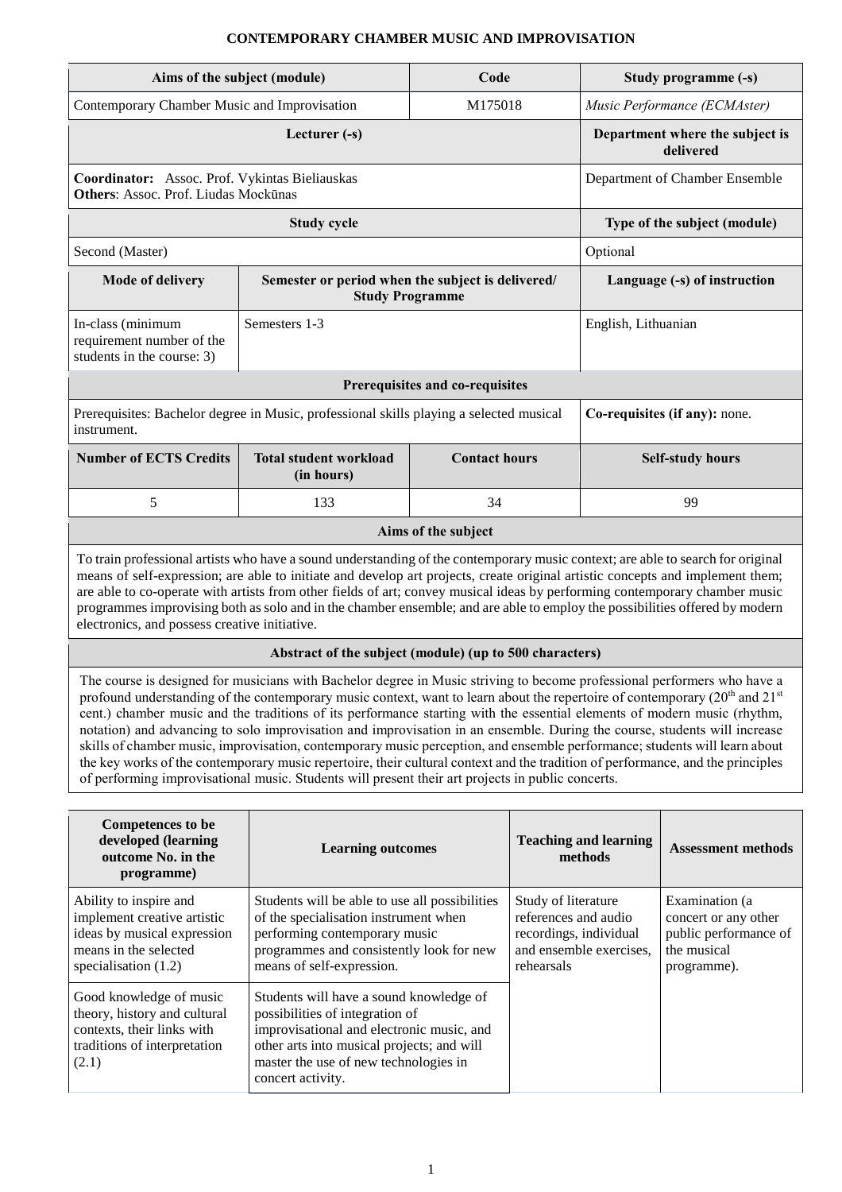# CONTEMPORARY CHAMBER MUSIC AND IMPROVISATION

| Aims of the subject (module) | | Code | Study programme (-s) |
|---|---|---|---|
| Contemporary Chamber Music and Improvisation | | M175018 | *Music Performance (ECMAster)* |
| **Lecturer (-s)** | | | **Department where the subject is delivered** |
| **Coordinator:** Assoc. Prof. Vykintas Bieliauskas<br>**Others**: Assoc. Prof. Liudas Mockūnas | | | Department of Chamber Ensemble |
| **Study cycle** | | | **Type of the subject (module)** |
| Second (Master) | | | Optional |
| **Mode of delivery** | **Semester or period when the subject is delivered/ Study Programme** | | **Language (-s) of instruction** |
| In-class (minimum requirement number of the students in the course: 3) | Semesters 1-3 | | English, Lithuanian |
| **Prerequisites and co-requisites** | | | |
| Prerequisites: Bachelor degree in Music, professional skills playing a selected musical instrument. | | | **Co-requisites (if any):** none. |
| **Number of ECTS Credits** | **Total student workload (in hours)** | **Contact hours** | **Self-study hours** |
| 5 | 133 | 34 | 99 |

**Aims of the subject**

To train professional artists who have a sound understanding of the contemporary music context; are able to search for original means of self-expression; are able to initiate and develop art projects, create original artistic concepts and implement them; are able to co-operate with artists from other fields of art; convey musical ideas by performing contemporary chamber music programmes improvising both as solo and in the chamber ensemble; and are able to employ the possibilities offered by modern electronics, and possess creative initiative.

**Abstract of the subject (module) (up to 500 characters)**

The course is designed for musicians with Bachelor degree in Music striving to become professional performers who have a profound understanding of the contemporary music context, want to learn about the repertoire of contemporary (20th and 21st cent.) chamber music and the traditions of its performance starting with the essential elements of modern music (rhythm, notation) and advancing to solo improvisation and improvisation in an ensemble. During the course, students will increase skills of chamber music, improvisation, contemporary music perception, and ensemble performance; students will learn about the key works of the contemporary music repertoire, their cultural context and the tradition of performance, and the principles of performing improvisational music. Students will present their art projects in public concerts.

| Competences to be developed (learning outcome No. in the programme) | Learning outcomes | Teaching and learning methods | Assessment methods |
|---|---|---|---|
| Ability to inspire and implement creative artistic ideas by musical expression means in the selected specialisation (1.2) | Students will be able to use all possibilities of the specialisation instrument when performing contemporary music programmes and consistently look for new means of self-expression. | Study of literature references and audio recordings, individual and ensemble exercises, rehearsals | Examination (a concert or any other public performance of the musical programme). |
| Good knowledge of music theory, history and cultural contexts, their links with traditions of interpretation (2.1) | Students will have a sound knowledge of possibilities of integration of improvisational and electronic music, and other arts into musical projects; and will master the use of new technologies in concert activity. | | |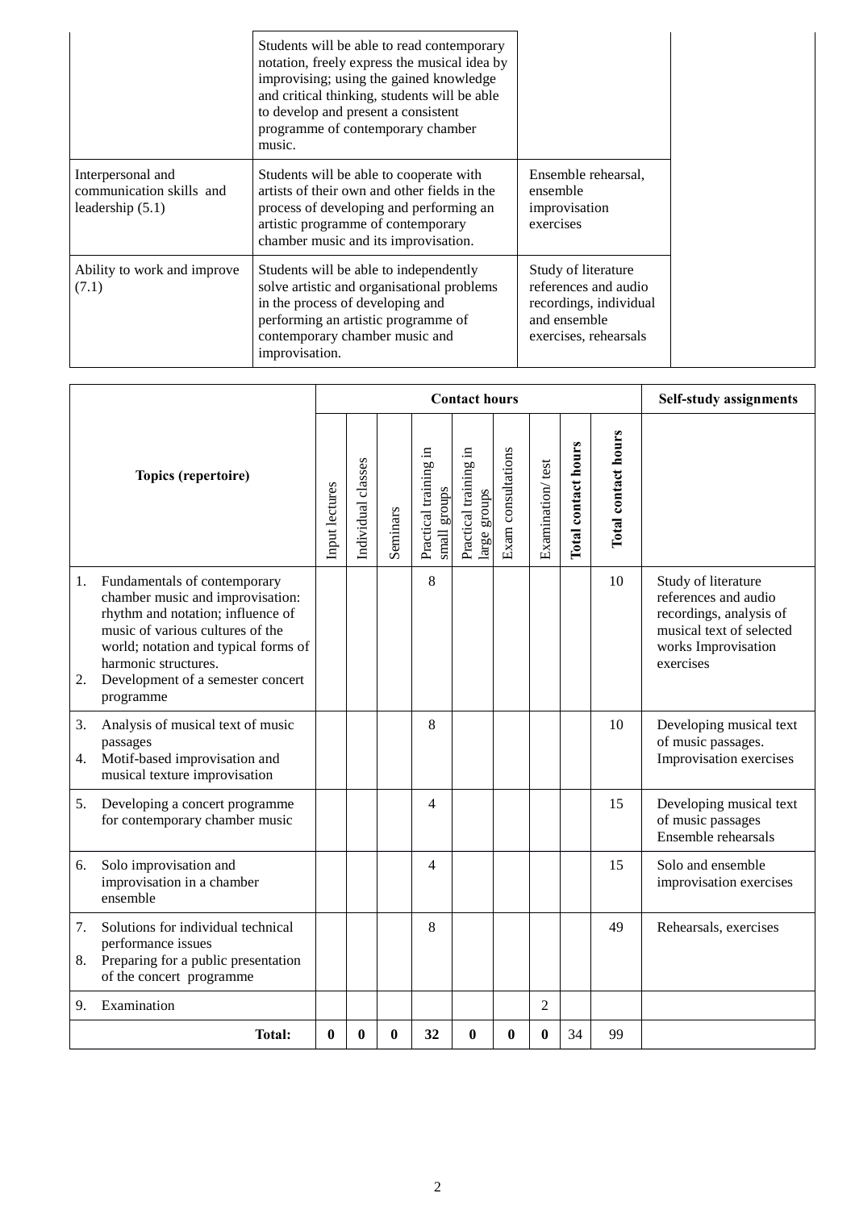| | | | |
|---|---|---|---|
| | Students will be able to read contemporary notation, freely express the musical idea by improvising; using the gained knowledge and critical thinking, students will be able to develop and present a consistent programme of contemporary chamber music. | | |
| Interpersonal and communication skills and leadership (5.1) | Students will be able to cooperate with artists of their own and other fields in the process of developing and performing an artistic programme of contemporary chamber music and its improvisation. | Ensemble rehearsal, ensemble improvisation exercises | |
| Ability to work and improve (7.1) | Students will be able to independently solve artistic and organisational problems in the process of developing and performing an artistic programme of contemporary chamber music and improvisation. | Study of literature references and audio recordings, individual and ensemble exercises, rehearsals | |

| Topics (repertoire) | Contact hours | | | | | | | | | Self-study assignments |
|---|---|---|---|---|---|---|---|---|---|---|
| | Input lectures | Individual classes | Seminars | Practical training in small groups | Practical training in large groups | Exam consultations | Examination/ test | **Total contact hours** | **Total contact hours** | |
| 1. Fundamentals of contemporary chamber music and improvisation: rhythm and notation; influence of music of various cultures of the world; notation and typical forms of harmonic structures.<br>2. Development of a semester concert programme | | | | 8 | | | | | 10 | Study of literature references and audio recordings, analysis of musical text of selected works Improvisation exercises |
| 3. Analysis of musical text of music passages<br>4. Motif-based improvisation and musical texture improvisation | | | | 8 | | | | | 10 | Developing musical text of music passages. Improvisation exercises |
| 5. Developing a concert programme for contemporary chamber music | | | | 4 | | | | | 15 | Developing musical text of music passages Ensemble rehearsals |
| 6. Solo improvisation and improvisation in a chamber ensemble | | | | 4 | | | | | 15 | Solo and ensemble improvisation exercises |
| 7. Solutions for individual technical performance issues<br>8. Preparing for a public presentation of the concert programme | | | | 8 | | | | | 49 | Rehearsals, exercises |
| 9. Examination | | | | | | | 2 | | | |
| **Total:** | **0** | **0** | **0** | **32** | **0** | **0** | **0** | 34 | 99 | |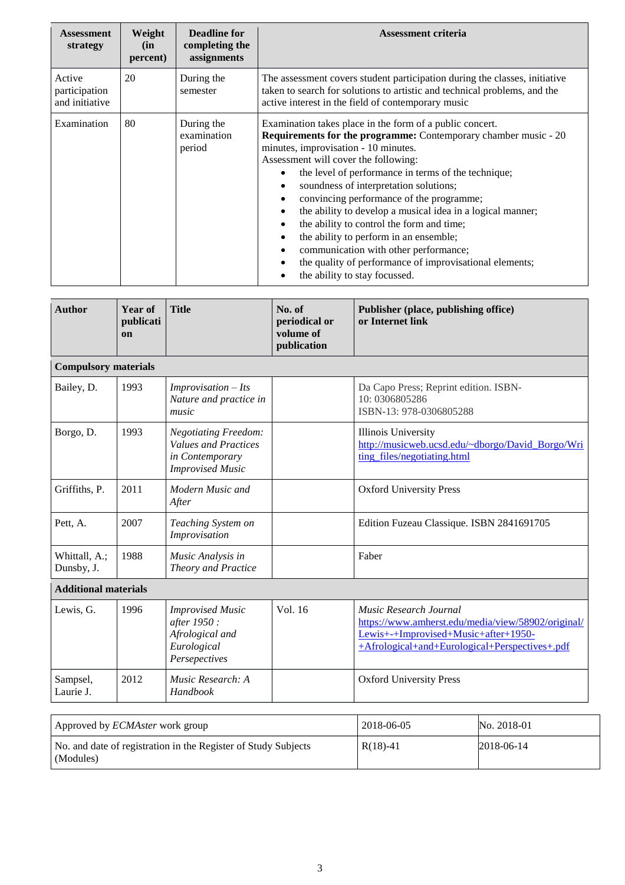| Assessment strategy | Weight (in percent) | Deadline for completing the assignments | Assessment criteria |
|---|---|---|---|
| Active participation and initiative | 20 | During the semester | The assessment covers student participation during the classes, initiative taken to search for solutions to artistic and technical problems, and the active interest in the field of contemporary music |
| Examination | 80 | During the examination period | Examination takes place in the form of a public concert.<br>**Requirements for the programme:** Contemporary chamber music - 20 minutes, improvisation - 10 minutes.<br>Assessment will cover the following:<br>• the level of performance in terms of the technique;<br>• soundness of interpretation solutions;<br>• convincing performance of the programme;<br>• the ability to develop a musical idea in a logical manner;<br>• the ability to control the form and time;<br>• the ability to perform in an ensemble;<br>• communication with other performance;<br>• the quality of performance of improvisational elements;<br>• the ability to stay focussed. |

| Author | Year of publication | Title | No. of periodical or volume of publication | Publisher (place, publishing office) or Internet link |
|---|---|---|---|---|
| **Compulsory materials** | | | | |
| Bailey, D. | 1993 | *Improvisation – Its Nature and practice in music* | | Da Capo Press; Reprint edition. ISBN-10: 0306805286<br>ISBN-13: 978-0306805288 |
| Borgo, D. | 1993 | *Negotiating Freedom: Values and Practices in Contemporary Improvised Music* | | Illinois University<br>http://musicweb.ucsd.edu/~dborgo/David_Borgo/Writing_files/negotiating.html |
| Griffiths, P. | 2011 | *Modern Music and After* | | Oxford University Press |
| Pett, A. | 2007 | *Teaching System on Improvisation* | | Edition Fuzeau Classique. ISBN 2841691705 |
| Whittall, A.; Dunsby, J. | 1988 | *Music Analysis in Theory and Practice* | | Faber |
| **Additional materials** | | | | |
| Lewis, G. | 1996 | *Improvised Music after 1950 : Afrological and Eurological Persepectives* | Vol. 16 | *Music Research Journal*<br>https://www.amherst.edu/media/view/58902/original/Lewis+-+Improvised+Music+after+1950-+Afrological+and+Eurological+Perspectives+.pdf |
| Sampsel, Laurie J. | 2012 | *Music Research: A Handbook* | | Oxford University Press |

| | | |
|---|---|---|
| Approved by *ECMAster* work group | 2018-06-05 | No. 2018-01 |
| No. and date of registration in the Register of Study Subjects (Modules) | R(18)-41 | 2018-06-14 |